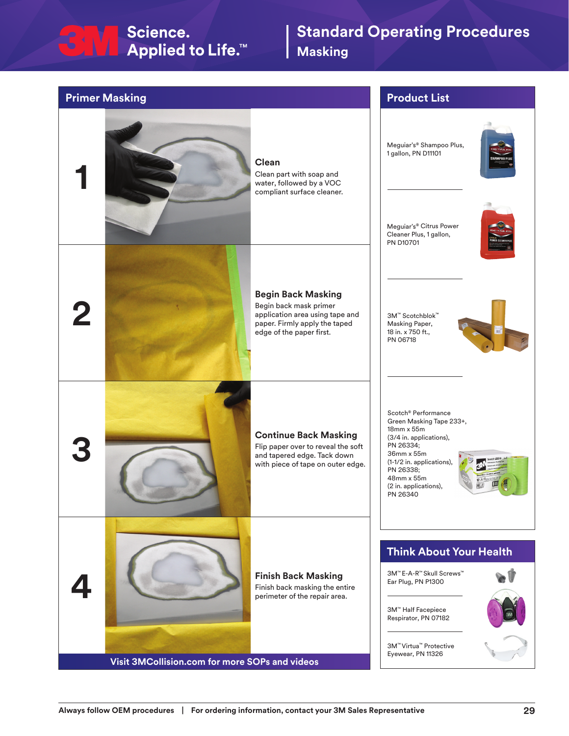# Standard Operating Procedures
## Masking

## Primer Masking

**1**

### Clean
Clean part with soap and water, followed by a VOC compliant surface cleaner.

**2**

### Begin Back Masking
Begin back mask primer application area using tape and paper. Firmly apply the taped edge of the paper first.

**3**

### Continue Back Masking
Flip paper over to reveal the soft and tapered edge. Tack down with piece of tape on outer edge.

**4**

### Finish Back Masking
Finish back masking the entire perimeter of the repair area.

**Visit 3MCollision.com for more SOPs and videos**

## Product List

- Meguiar's® Shampoo Plus, 1 gallon, PN D11101
- Meguiar's® Citrus Power Cleaner Plus, 1 gallon, PN D10701
- 3M™ Scotchblok™ Masking Paper, 18 in. x 750 ft., PN 06718
- Scotch® Performance Green Masking Tape 233+, 18mm x 55m (3/4 in. applications), PN 26334; 36mm x 55m (1-1/2 in. applications), PN 26338; 48mm x 55m (2 in. applications), PN 26340

## Think About Your Health

- 3M™ E-A-R™ Skull Screws™ Ear Plug, PN P1300
- 3M™ Half Facepiece Respirator, PN 07182
- 3M™ Virtua™ Protective Eyewear, PN 11326

**Always follow OEM procedures | For ordering information, contact your 3M Sales Representative**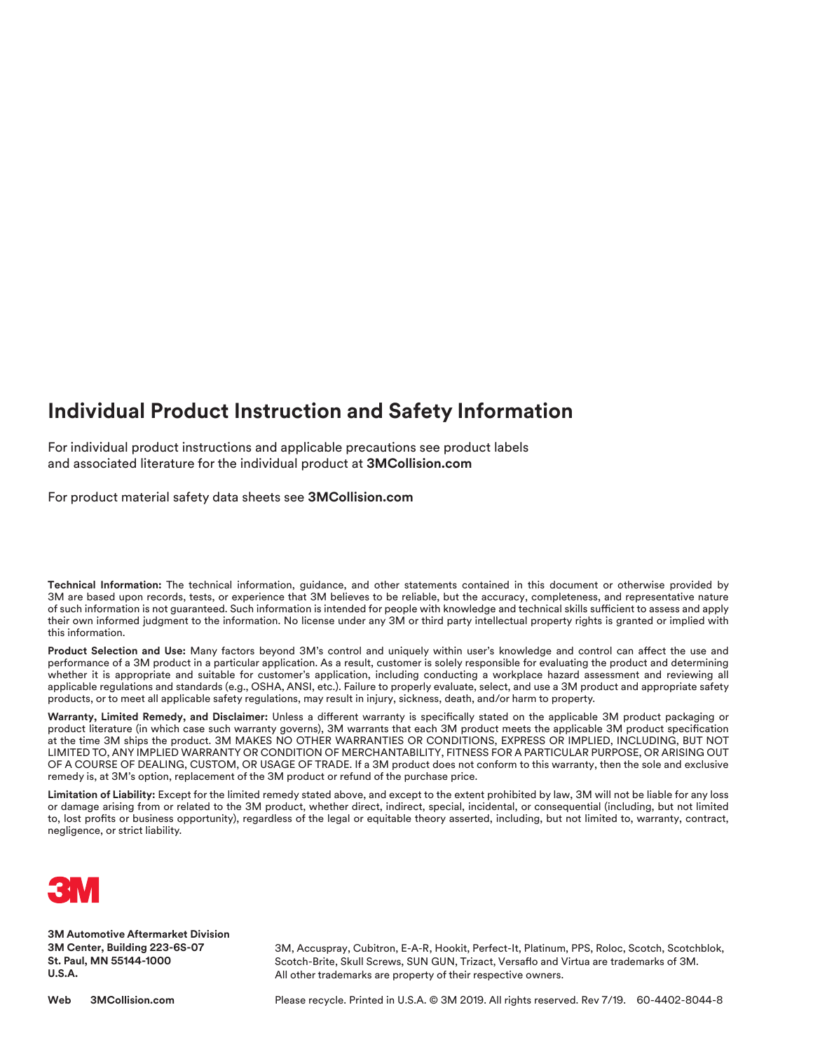# Individual Product Instruction and Safety Information

For individual product instructions and applicable precautions see product labels and associated literature for the individual product at **3MCollision.com**

For product material safety data sheets see **3MCollision.com**

**Technical Information:** The technical information, guidance, and other statements contained in this document or otherwise provided by 3M are based upon records, tests, or experience that 3M believes to be reliable, but the accuracy, completeness, and representative nature of such information is not guaranteed. Such information is intended for people with knowledge and technical skills sufficient to assess and apply their own informed judgment to the information. No license under any 3M or third party intellectual property rights is granted or implied with this information.

**Product Selection and Use:** Many factors beyond 3M's control and uniquely within user's knowledge and control can affect the use and performance of a 3M product in a particular application. As a result, customer is solely responsible for evaluating the product and determining whether it is appropriate and suitable for customer's application, including conducting a workplace hazard assessment and reviewing all applicable regulations and standards (e.g., OSHA, ANSI, etc.). Failure to properly evaluate, select, and use a 3M product and appropriate safety products, or to meet all applicable safety regulations, may result in injury, sickness, death, and/or harm to property.

**Warranty, Limited Remedy, and Disclaimer:** Unless a different warranty is specifically stated on the applicable 3M product packaging or product literature (in which case such warranty governs), 3M warrants that each 3M product meets the applicable 3M product specification at the time 3M ships the product. 3M MAKES NO OTHER WARRANTIES OR CONDITIONS, EXPRESS OR IMPLIED, INCLUDING, BUT NOT LIMITED TO, ANY IMPLIED WARRANTY OR CONDITION OF MERCHANTABILITY, FITNESS FOR A PARTICULAR PURPOSE, OR ARISING OUT OF A COURSE OF DEALING, CUSTOM, OR USAGE OF TRADE. If a 3M product does not conform to this warranty, then the sole and exclusive remedy is, at 3M's option, replacement of the 3M product or refund of the purchase price.

**Limitation of Liability:** Except for the limited remedy stated above, and except to the extent prohibited by law, 3M will not be liable for any loss or damage arising from or related to the 3M product, whether direct, indirect, special, incidental, or consequential (including, but not limited to, lost profits or business opportunity), regardless of the legal or equitable theory asserted, including, but not limited to, warranty, contract, negligence, or strict liability.

**3M Automotive Aftermarket Division**
**3M Center, Building 223-6S-07**
**St. Paul, MN 55144-1000**
**U.S.A.**

**Web 3MCollision.com**

3M, Accuspray, Cubitron, E-A-R, Hookit, Perfect-It, Platinum, PPS, Roloc, Scotch, Scotchblok, Scotch-Brite, Skull Screws, SUN GUN, Trizact, Versaflo and Virtua are trademarks of 3M.
All other trademarks are property of their respective owners.

Please recycle. Printed in U.S.A. © 3M 2019. All rights reserved. Rev 7/19. 60-4402-8044-8